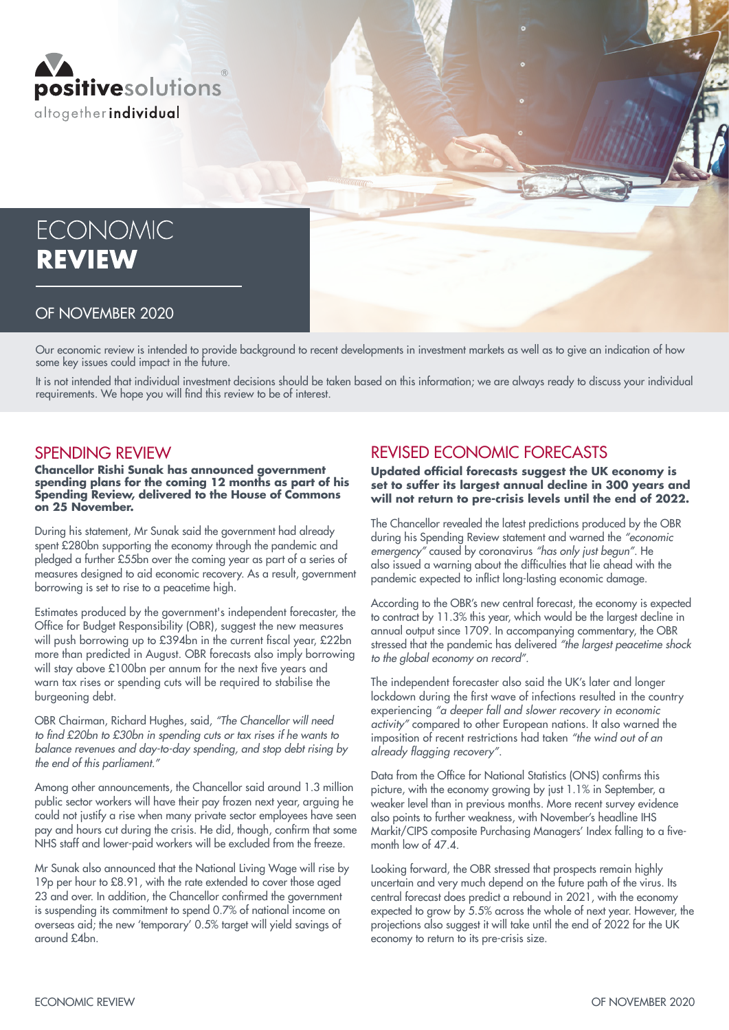positivesolutions®
altogether**individual**

# ECONOMIC **REVIEW**

## OF NOVEMBER 2020

Our economic review is intended to provide background to recent developments in investment markets as well as to give an indication of how some key issues could impact in the future.

It is not intended that individual investment decisions should be taken based on this information; we are always ready to discuss your individual requirements. We hope you will find this review to be of interest.

## SPENDING REVIEW

**Chancellor Rishi Sunak has announced government spending plans for the coming 12 months as part of his Spending Review, delivered to the House of Commons on 25 November.**

During his statement, Mr Sunak said the government had already spent £280bn supporting the economy through the pandemic and pledged a further £55bn over the coming year as part of a series of measures designed to aid economic recovery. As a result, government borrowing is set to rise to a peacetime high.

Estimates produced by the government's independent forecaster, the Office for Budget Responsibility (OBR), suggest the new measures will push borrowing up to £394bn in the current fiscal year, £22bn more than predicted in August. OBR forecasts also imply borrowing will stay above £100bn per annum for the next five years and warn tax rises or spending cuts will be required to stabilise the burgeoning debt.

OBR Chairman, Richard Hughes, said, *"The Chancellor will need to find £20bn to £30bn in spending cuts or tax rises if he wants to balance revenues and day-to-day spending, and stop debt rising by the end of this parliament."*

Among other announcements, the Chancellor said around 1.3 million public sector workers will have their pay frozen next year, arguing he could not justify a rise when many private sector employees have seen pay and hours cut during the crisis. He did, though, confirm that some NHS staff and lower-paid workers will be excluded from the freeze.

Mr Sunak also announced that the National Living Wage will rise by 19p per hour to £8.91, with the rate extended to cover those aged 23 and over. In addition, the Chancellor confirmed the government is suspending its commitment to spend 0.7% of national income on overseas aid; the new 'temporary' 0.5% target will yield savings of around £4bn.

## REVISED ECONOMIC FORECASTS

**Updated official forecasts suggest the UK economy is set to suffer its largest annual decline in 300 years and will not return to pre-crisis levels until the end of 2022.**

The Chancellor revealed the latest predictions produced by the OBR during his Spending Review statement and warned the *"economic emergency"* caused by coronavirus *"has only just begun"*. He also issued a warning about the difficulties that lie ahead with the pandemic expected to inflict long-lasting economic damage.

According to the OBR's new central forecast, the economy is expected to contract by 11.3% this year, which would be the largest decline in annual output since 1709. In accompanying commentary, the OBR stressed that the pandemic has delivered *"the largest peacetime shock to the global economy on record"*.

The independent forecaster also said the UK's later and longer lockdown during the first wave of infections resulted in the country experiencing *"a deeper fall and slower recovery in economic activity"* compared to other European nations. It also warned the imposition of recent restrictions had taken *"the wind out of an already flagging recovery"*.

Data from the Office for National Statistics (ONS) confirms this picture, with the economy growing by just 1.1% in September, a weaker level than in previous months. More recent survey evidence also points to further weakness, with November's headline IHS Markit/CIPS composite Purchasing Managers' Index falling to a five-month low of 47.4.

Looking forward, the OBR stressed that prospects remain highly uncertain and very much depend on the future path of the virus. Its central forecast does predict a rebound in 2021, with the economy expected to grow by 5.5% across the whole of next year. However, the projections also suggest it will take until the end of 2022 for the UK economy to return to its pre-crisis size.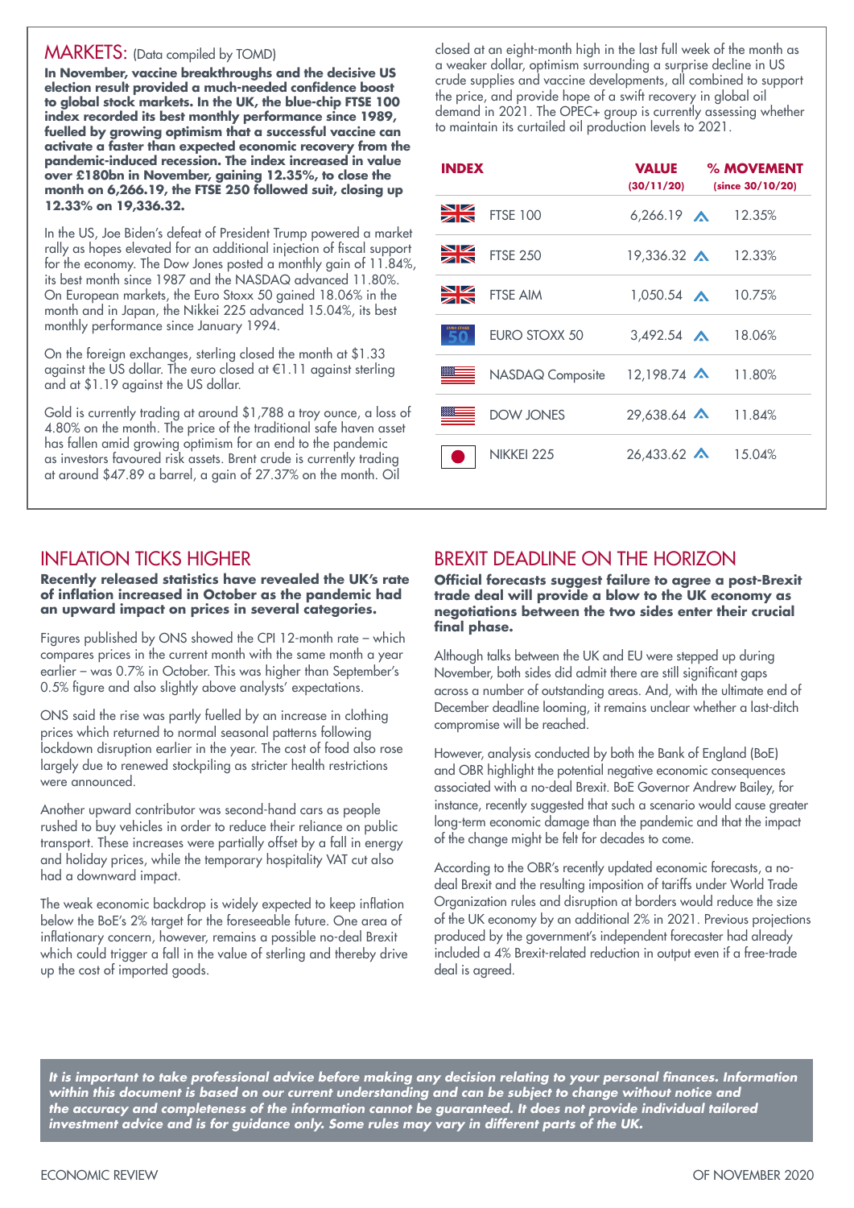## MARKETS: (Data compiled by TOMD)

**In November, vaccine breakthroughs and the decisive US election result provided a much-needed confidence boost to global stock markets. In the UK, the blue-chip FTSE 100 index recorded its best monthly performance since 1989, fuelled by growing optimism that a successful vaccine can activate a faster than expected economic recovery from the pandemic-induced recession. The index increased in value over £180bn in November, gaining 12.35%, to close the month on 6,266.19, the FTSE 250 followed suit, closing up 12.33% on 19,336.32.**

In the US, Joe Biden's defeat of President Trump powered a market rally as hopes elevated for an additional injection of fiscal support for the economy. The Dow Jones posted a monthly gain of 11.84%, its best month since 1987 and the NASDAQ advanced 11.80%. On European markets, the Euro Stoxx 50 gained 18.06% in the month and in Japan, the Nikkei 225 advanced 15.04%, its best monthly performance since January 1994.

On the foreign exchanges, sterling closed the month at $1.33 against the US dollar. The euro closed at €1.11 against sterling and at $1.19 against the US dollar.

Gold is currently trading at around $1,788 a troy ounce, a loss of 4.80% on the month. The price of the traditional safe haven asset has fallen amid growing optimism for an end to the pandemic as investors favoured risk assets. Brent crude is currently trading at around $47.89 a barrel, a gain of 27.37% on the month. Oil closed at an eight-month high in the last full week of the month as a weaker dollar, optimism surrounding a surprise decline in US crude supplies and vaccine developments, all combined to support the price, and provide hope of a swift recovery in global oil demand in 2021. The OPEC+ group is currently assessing whether to maintain its curtailed oil production levels to 2021.

| INDEX | VALUE (30/11/20) | % MOVEMENT (since 30/10/20) |
|---|---|---|
| FTSE 100 | 6,266.19 ▲ | 12.35% |
| FTSE 250 | 19,336.32 ▲ | 12.33% |
| FTSE AIM | 1,050.54 ▲ | 10.75% |
| EURO STOXX 50 | 3,492.54 ▲ | 18.06% |
| NASDAQ Composite | 12,198.74 ▲ | 11.80% |
| DOW JONES | 29,638.64 ▲ | 11.84% |
| NIKKEI 225 | 26,433.62 ▲ | 15.04% |

## INFLATION TICKS HIGHER

**Recently released statistics have revealed the UK's rate of inflation increased in October as the pandemic had an upward impact on prices in several categories.**

Figures published by ONS showed the CPI 12-month rate – which compares prices in the current month with the same month a year earlier – was 0.7% in October. This was higher than September's 0.5% figure and also slightly above analysts' expectations.

ONS said the rise was partly fuelled by an increase in clothing prices which returned to normal seasonal patterns following lockdown disruption earlier in the year. The cost of food also rose largely due to renewed stockpiling as stricter health restrictions were announced.

Another upward contributor was second-hand cars as people rushed to buy vehicles in order to reduce their reliance on public transport. These increases were partially offset by a fall in energy and holiday prices, while the temporary hospitality VAT cut also had a downward impact.

The weak economic backdrop is widely expected to keep inflation below the BoE's 2% target for the foreseeable future. One area of inflationary concern, however, remains a possible no-deal Brexit which could trigger a fall in the value of sterling and thereby drive up the cost of imported goods.

## BREXIT DEADLINE ON THE HORIZON

**Official forecasts suggest failure to agree a post-Brexit trade deal will provide a blow to the UK economy as negotiations between the two sides enter their crucial final phase.**

Although talks between the UK and EU were stepped up during November, both sides did admit there are still significant gaps across a number of outstanding areas. And, with the ultimate end of December deadline looming, it remains unclear whether a last-ditch compromise will be reached.

However, analysis conducted by both the Bank of England (BoE) and OBR highlight the potential negative economic consequences associated with a no-deal Brexit. BoE Governor Andrew Bailey, for instance, recently suggested that such a scenario would cause greater long-term economic damage than the pandemic and that the impact of the change might be felt for decades to come.

According to the OBR's recently updated economic forecasts, a no-deal Brexit and the resulting imposition of tariffs under World Trade Organization rules and disruption at borders would reduce the size of the UK economy by an additional 2% in 2021. Previous projections produced by the government's independent forecaster had already included a 4% Brexit-related reduction in output even if a free-trade deal is agreed.

***It is important to take professional advice before making any decision relating to your personal finances. Information within this document is based on our current understanding and can be subject to change without notice and the accuracy and completeness of the information cannot be guaranteed. It does not provide individual tailored investment advice and is for guidance only. Some rules may vary in different parts of the UK.***